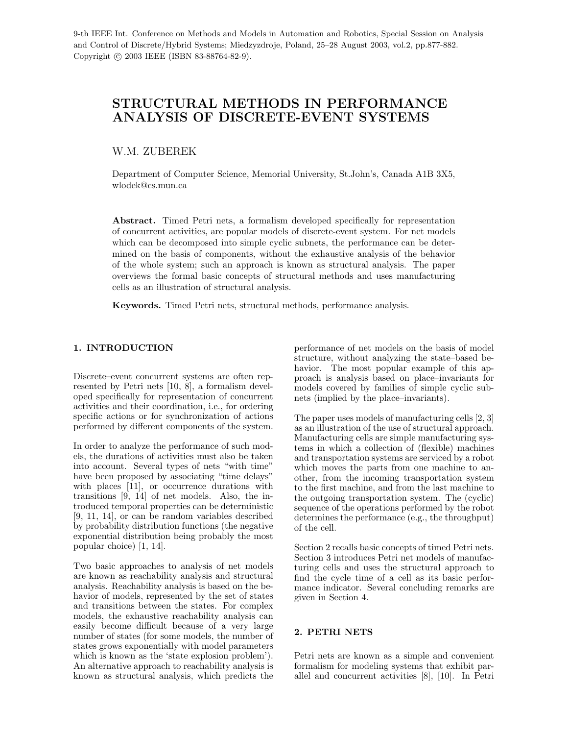9-th IEEE Int. Conference on Methods and Models in Automation and Robotics, Special Session on Analysis and Control of Discrete/Hybrid Systems; Miedzyzdroje, Poland, 25–28 August 2003, vol.2, pp.877-882. Copyright © 2003 IEEE (ISBN 83-88764-82-9).

# STRUCTURAL METHODS IN PERFORMANCE ANALYSIS OF DISCRETE-EVENT SYSTEMS

W.M. ZUBEREK

Department of Computer Science, Memorial University, St.John's, Canada A1B 3X5, wlodek@cs.mun.ca

**Abstract.** Timed Petri nets, a formalism developed specifically for representation of concurrent activities, are popular models of discrete-event system. For net models which can be decomposed into simple cyclic subnets, the performance can be determined on the basis of components, without the exhaustive analysis of the behavior of the whole system; such an approach is known as structural analysis. The paper overviews the formal basic concepts of structural methods and uses manufacturing cells as an illustration of structural analysis.

**Keywords.** Timed Petri nets, structural methods, performance analysis.

## 1. INTRODUCTION

Discrete–event concurrent systems are often represented by Petri nets [10, 8], a formalism developed specifically for representation of concurrent activities and their coordination, i.e., for ordering specific actions or for synchronization of actions performed by different components of the system.

In order to analyze the performance of such models, the durations of activities must also be taken into account. Several types of nets "with time" have been proposed by associating "time delays" with places [11], or occurrence durations with transitions [9, 14] of net models. Also, the introduced temporal properties can be deterministic [9, 11, 14], or can be random variables described by probability distribution functions (the negative exponential distribution being probably the most popular choice) [1, 14].

Two basic approaches to analysis of net models are known as reachability analysis and structural analysis. Reachability analysis is based on the behavior of models, represented by the set of states and transitions between the states. For complex models, the exhaustive reachability analysis can easily become difficult because of a very large number of states (for some models, the number of states grows exponentially with model parameters which is known as the 'state explosion problem'). An alternative approach to reachability analysis is known as structural analysis, which predicts the performance of net models on the basis of model structure, without analyzing the state–based behavior. The most popular example of this approach is analysis based on place–invariants for models covered by families of simple cyclic subnets (implied by the place–invariants).

The paper uses models of manufacturing cells [2, 3] as an illustration of the use of structural approach. Manufacturing cells are simple manufacturing systems in which a collection of (flexible) machines and transportation systems are serviced by a robot which moves the parts from one machine to another, from the incoming transportation system to the first machine, and from the last machine to the outgoing transportation system. The (cyclic) sequence of the operations performed by the robot determines the performance (e.g., the throughput) of the cell.

Section 2 recalls basic concepts of timed Petri nets. Section 3 introduces Petri net models of manufacturing cells and uses the structural approach to find the cycle time of a cell as its basic performance indicator. Several concluding remarks are given in Section 4.

## 2. PETRI NETS

Petri nets are known as a simple and convenient formalism for modeling systems that exhibit parallel and concurrent activities [8], [10]. In Petri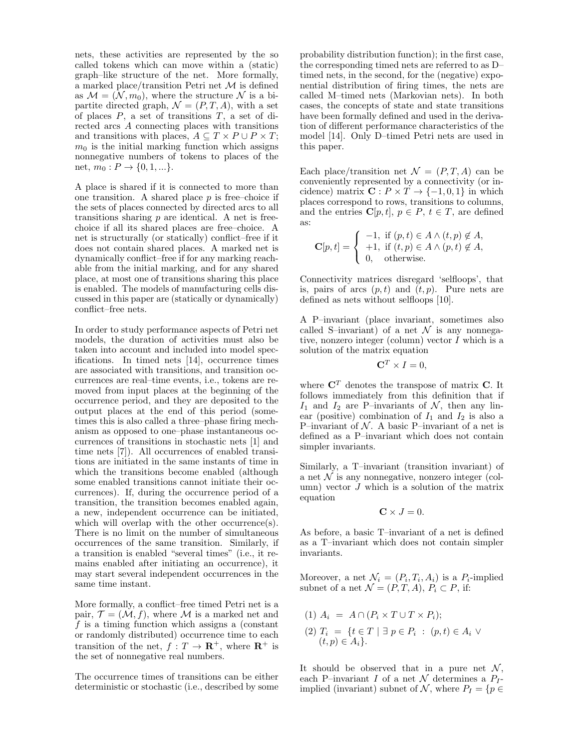nets, these activities are represented by the so called tokens which can move within a (static) graph–like structure of the net. More formally, a marked place/transition Petri net $\mathcal{M}$ is defined as $\mathcal{M} = (\mathcal{N}, m_0)$, where the structure $\mathcal{N}$ is a bipartite directed graph, $\mathcal{N} = (P, T, A)$, with a set of places $P$, a set of transitions $T$, a set of directed arcs $A$ connecting places with transitions and transitions with places, $A \subseteq T \times P \cup P \times T$; $m_0$ is the initial marking function which assigns nonnegative numbers of tokens to places of the net, $m_0 : P \rightarrow \{0, 1, ...\}$.

A place is shared if it is connected to more than one transition. A shared place $p$ is free–choice if the sets of places connected by directed arcs to all transitions sharing $p$ are identical. A net is free-choice if all its shared places are free–choice. A net is structurally (or statically) conflict–free if it does not contain shared places. A marked net is dynamically conflict–free if for any marking reachable from the initial marking, and for any shared place, at most one of transitions sharing this place is enabled. The models of manufacturing cells discussed in this paper are (statically or dynamically) conflict–free nets.

In order to study performance aspects of Petri net models, the duration of activities must also be taken into account and included into model specifications. In timed nets [14], occurrence times are associated with transitions, and transition occurrences are real–time events, i.e., tokens are removed from input places at the beginning of the occurrence period, and they are deposited to the output places at the end of this period (sometimes this is also called a three–phase firing mechanism as opposed to one–phase instantaneous occurrences of transitions in stochastic nets [1] and time nets [7]). All occurrences of enabled transitions are initiated in the same instants of time in which the transitions become enabled (although some enabled transitions cannot initiate their occurrences). If, during the occurrence period of a transition, the transition becomes enabled again, a new, independent occurrence can be initiated, which will overlap with the other occurrence(s). There is no limit on the number of simultaneous occurrences of the same transition. Similarly, if a transition is enabled "several times" (i.e., it remains enabled after initiating an occurrence), it may start several independent occurrences in the same time instant.

More formally, a conflict–free timed Petri net is a pair, $\mathcal{T} = (\mathcal{M}, f)$, where $\mathcal{M}$ is a marked net and $f$ is a timing function which assigns a (constant or randomly distributed) occurrence time to each transition of the net, $f : T \rightarrow \mathbf{R}^+$, where $\mathbf{R}^+$ is the set of nonnegative real numbers.

The occurrence times of transitions can be either deterministic or stochastic (i.e., described by some probability distribution function); in the first case, the corresponding timed nets are referred to as D–timed nets, in the second, for the (negative) exponential distribution of firing times, the nets are called M–timed nets (Markovian nets). In both cases, the concepts of state and state transitions have been formally defined and used in the derivation of different performance characteristics of the model [14]. Only D–timed Petri nets are used in this paper.

Each place/transition net $\mathcal{N} = (P, T, A)$ can be conveniently represented by a connectivity (or incidence) matrix $\mathbf{C} : P \times T \rightarrow \{-1, 0, 1\}$ in which places correspond to rows, transitions to columns, and the entries $\mathbf{C}[p, t]$, $p \in P$, $t \in T$, are defined as:

$$\mathbf{C}[p, t] = \begin{cases} -1, & \text{if } (p, t) \in A \wedge (t, p) \notin A, \\ +1, & \text{if } (t, p) \in A \wedge (p, t) \notin A, \\ 0, & \text{otherwise.} \end{cases}$$

Connectivity matrices disregard 'selfloops', that is, pairs of arcs $(p, t)$ and $(t, p)$. Pure nets are defined as nets without selfloops [10].

A P–invariant (place invariant, sometimes also called S–invariant) of a net $\mathcal{N}$ is any nonnegative, nonzero integer (column) vector $I$ which is a solution of the matrix equation

$$\mathbf{C}^T \times I = 0,$$

where $\mathbf{C}^T$ denotes the transpose of matrix $\mathbf{C}$. It follows immediately from this definition that if $I_1$ and $I_2$ are P–invariants of $\mathcal{N}$, then any linear (positive) combination of $I_1$ and $I_2$ is also a P–invariant of $\mathcal{N}$. A basic P–invariant of a net is defined as a P–invariant which does not contain simpler invariants.

Similarly, a T–invariant (transition invariant) of a net $\mathcal{N}$ is any nonnegative, nonzero integer (column) vector $J$ which is a solution of the matrix equation

$$\mathbf{C} \times J = 0.$$

As before, a basic T–invariant of a net is defined as a T–invariant which does not contain simpler invariants.

Moreover, a net $\mathcal{N}_i = (P_i, T_i, A_i)$ is a $P_i$-implied subnet of a net $\mathcal{N} = (P, T, A)$, $P_i \subset P$, if:

(1) $A_i \; = \; A \cap (P_i \times T \cup T \times P_i)$;

(2) $T_i \; = \; \{t \in T \mid \exists \; p \in P_i \; : \; (p, t) \in A_i \vee (t, p) \in A_i\}$.

It should be observed that in a pure net $\mathcal{N}$, each P–invariant $I$ of a net $\mathcal{N}$ determines a $P_I$-implied (invariant) subnet of $\mathcal{N}$, where $P_I = \{p \in$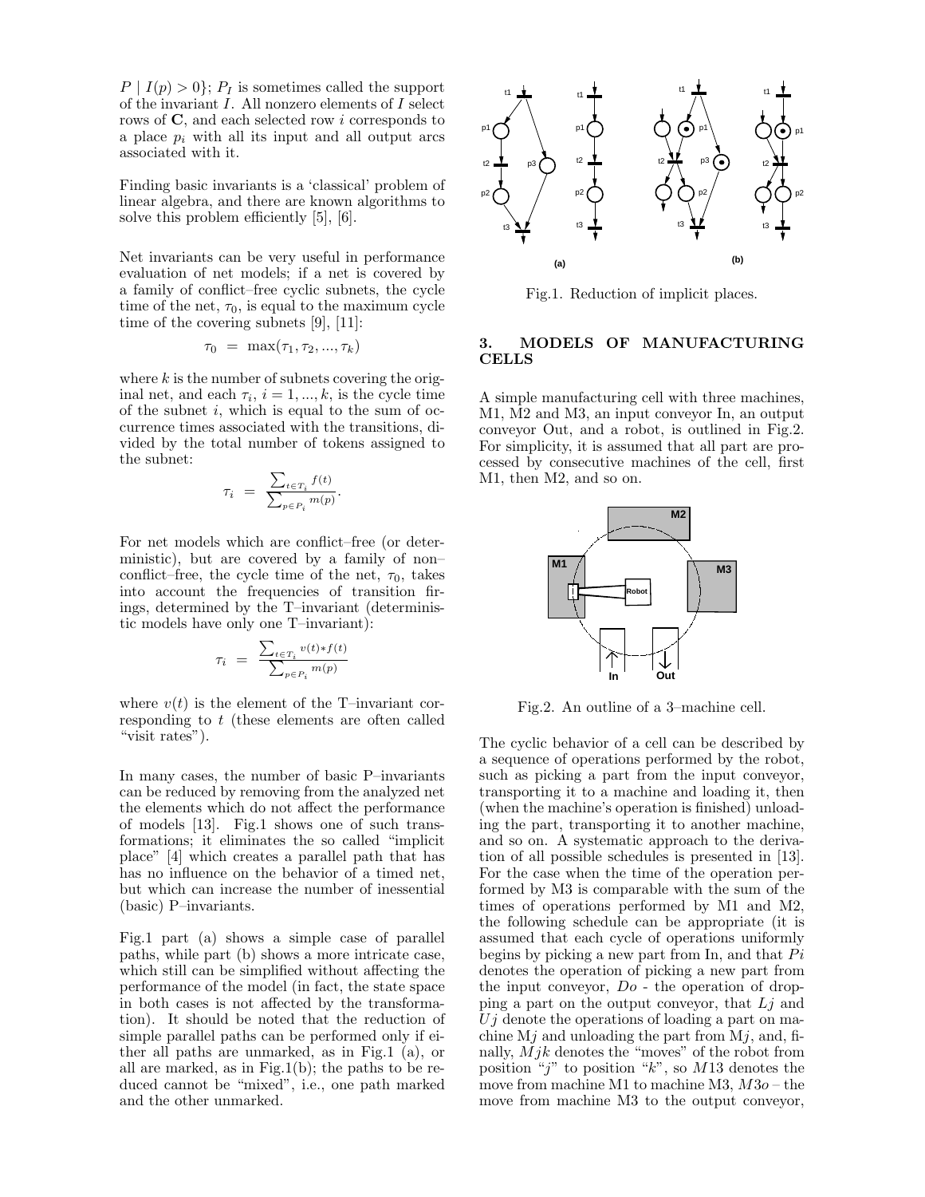$P \mid I(p) > 0\}$; $P_I$ is sometimes called the support of the invariant $I$. All nonzero elements of $I$ select rows of $\mathbf{C}$, and each selected row $i$ corresponds to a place $p_i$ with all its input and all output arcs associated with it.

Finding basic invariants is a 'classical' problem of linear algebra, and there are known algorithms to solve this problem efficiently [5], [6].

Net invariants can be very useful in performance evaluation of net models; if a net is covered by a family of conflict–free cyclic subnets, the cycle time of the net, $\tau_0$, is equal to the maximum cycle time of the covering subnets [9], [11]:

$$\tau_0 \ = \ \max(\tau_1, \tau_2, ..., \tau_k)$$

where $k$ is the number of subnets covering the original net, and each $\tau_i$, $i = 1, ..., k$, is the cycle time of the subnet $i$, which is equal to the sum of occurrence times associated with the transitions, divided by the total number of tokens assigned to the subnet:

$$\tau_i \ = \ \frac{\sum_{t \in T_i} f(t)}{\sum_{p \in P_i} m(p)}.$$

For net models which are conflict–free (or deterministic), but are covered by a family of non–conflict–free, the cycle time of the net, $\tau_0$, takes into account the frequencies of transition firings, determined by the T–invariant (deterministic models have only one T–invariant):

$$\tau_i \ = \ \frac{\sum_{t \in T_i} v(t) * f(t)}{\sum_{p \in P_i} m(p)}$$

where $v(t)$ is the element of the T–invariant corresponding to $t$ (these elements are often called "visit rates").

In many cases, the number of basic P–invariants can be reduced by removing from the analyzed net the elements which do not affect the performance of models [13]. Fig.1 shows one of such transformations; it eliminates the so called "implicit place" [4] which creates a parallel path that has has no influence on the behavior of a timed net, but which can increase the number of inessential (basic) P–invariants.

Fig.1 part (a) shows a simple case of parallel paths, while part (b) shows a more intricate case, which still can be simplified without affecting the performance of the model (in fact, the state space in both cases is not affected by the transformation). It should be noted that the reduction of simple parallel paths can be performed only if either all paths are unmarked, as in Fig.1 (a), or all are marked, as in Fig.1(b); the paths to be reduced cannot be "mixed", i.e., one path marked and the other unmarked.

Fig.1. Reduction of implicit places.

## 3. MODELS OF MANUFACTURING CELLS

A simple manufacturing cell with three machines, M1, M2 and M3, an input conveyor In, an output conveyor Out, and a robot, is outlined in Fig.2. For simplicity, it is assumed that all part are processed by consecutive machines of the cell, first M1, then M2, and so on.

Fig.2. An outline of a 3–machine cell.

The cyclic behavior of a cell can be described by a sequence of operations performed by the robot, such as picking a part from the input conveyor, transporting it to a machine and loading it, then (when the machine's operation is finished) unloading the part, transporting it to another machine, and so on. A systematic approach to the derivation of all possible schedules is presented in [13]. For the case when the time of the operation performed by M3 is comparable with the sum of the times of operations performed by M1 and M2, the following schedule can be appropriate (it is assumed that each cycle of operations uniformly begins by picking a new part from In, and that $Pi$ denotes the operation of picking a new part from the input conveyor, $Do$ - the operation of dropping a part on the output conveyor, that $Lj$ and $Uj$ denote the operations of loading a part on machine M$j$ and unloading the part from M$j$, and, finally, $Mjk$ denotes the "moves" of the robot from position "$j$" to position "$k$", so $M13$ denotes the move from machine M1 to machine M3, $M3o$ – the move from machine M3 to the output conveyor,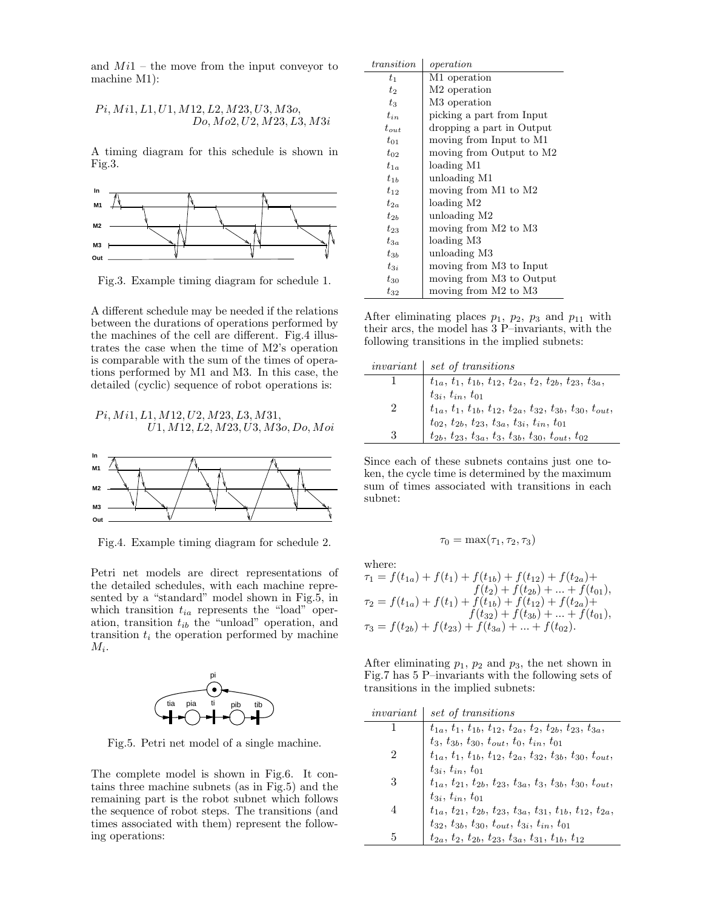and $Mi1$ – the move from the input conveyor to machine M1):

$$Pi, Mi1, L1, U1, M12, L2, M23, U3, M3o, Do, Mo2, U2, M23, L3, M3i$$

A timing diagram for this schedule is shown in Fig.3.

Fig.3. Example timing diagram for schedule 1.

A different schedule may be needed if the relations between the durations of operations performed by the machines of the cell are different. Fig.4 illustrates the case when the time of M2's operation is comparable with the sum of the times of operations performed by M1 and M3. In this case, the detailed (cyclic) sequence of robot operations is:

$$Pi, Mi1, L1, M12, U2, M23, L3, M31, U1, M12, L2, M23, U3, M3o, Do, Moi$$

Fig.4. Example timing diagram for schedule 2.

Petri net models are direct representations of the detailed schedules, with each machine represented by a "standard" model shown in Fig.5, in which transition $t_{ia}$ represents the "load" operation, transition $t_{ib}$ the "unload" operation, and transition $t_i$ the operation performed by machine $M_i$.

Fig.5. Petri net model of a single machine.

The complete model is shown in Fig.6. It contains three machine subnets (as in Fig.5) and the remaining part is the robot subnet which follows the sequence of robot steps. The transitions (and times associated with them) represent the following operations:

| *transition* | *operation* |
|---|---|
| $t_1$ | M1 operation |
| $t_2$ | M2 operation |
| $t_3$ | M3 operation |
| $t_{in}$ | picking a part from Input |
| $t_{out}$ | dropping a part in Output |
| $t_{01}$ | moving from Input to M1 |
| $t_{02}$ | moving from Output to M2 |
| $t_{1a}$ | loading M1 |
| $t_{1b}$ | unloading M1 |
| $t_{12}$ | moving from M1 to M2 |
| $t_{2a}$ | loading M2 |
| $t_{2b}$ | unloading M2 |
| $t_{23}$ | moving from M2 to M3 |
| $t_{3a}$ | loading M3 |
| $t_{3b}$ | unloading M3 |
| $t_{3i}$ | moving from M3 to Input |
| $t_{30}$ | moving from M3 to Output |
| $t_{32}$ | moving from M2 to M3 |

After eliminating places $p_1$, $p_2$, $p_3$ and $p_{11}$ with their arcs, the model has 3 P–invariants, with the following transitions in the implied subnets:

| *invariant* | *set of transitions* |
|---|---|
| 1 | $t_{1a}$, $t_1$, $t_{1b}$, $t_{12}$, $t_{2a}$, $t_2$, $t_{2b}$, $t_{23}$, $t_{3a}$, $t_{3i}$, $t_{in}$, $t_{01}$ |
| 2 | $t_{1a}$, $t_1$, $t_{1b}$, $t_{12}$, $t_{2a}$, $t_{32}$, $t_{3b}$, $t_{30}$, $t_{out}$, $t_{02}$, $t_{2b}$, $t_{23}$, $t_{3a}$, $t_{3i}$, $t_{in}$, $t_{01}$ |
| 3 | $t_{2b}$, $t_{23}$, $t_{3a}$, $t_3$, $t_{3b}$, $t_{30}$, $t_{out}$, $t_{02}$ |

Since each of these subnets contains just one token, the cycle time is determined by the maximum sum of times associated with transitions in each subnet:

$$\tau_0 = \max(\tau_1, \tau_2, \tau_3)$$

where:

$$\tau_1 = f(t_{1a}) + f(t_1) + f(t_{1b}) + f(t_{12}) + f(t_{2a}) + f(t_2) + f(t_{2b}) + ... + f(t_{01}),$$
$$\tau_2 = f(t_{1a}) + f(t_1) + f(t_{1b}) + f(t_{12}) + f(t_{2a}) + f(t_{32}) + f(t_{3b}) + ... + f(t_{01}),$$
$$\tau_3 = f(t_{2b}) + f(t_{23}) + f(t_{3a}) + ... + f(t_{02}).$$

After eliminating $p_1$, $p_2$ and $p_3$, the net shown in Fig.7 has 5 P–invariants with the following sets of transitions in the implied subnets:

| *invariant* | *set of transitions* |
|---|---|
| 1 | $t_{1a}$, $t_1$, $t_{1b}$, $t_{12}$, $t_{2a}$, $t_2$, $t_{2b}$, $t_{23}$, $t_{3a}$, $t_3$, $t_{3b}$, $t_{30}$, $t_{out}$, $t_0$, $t_{in}$, $t_{01}$ |
| 2 | $t_{1a}$, $t_1$, $t_{1b}$, $t_{12}$, $t_{2a}$, $t_{32}$, $t_{3b}$, $t_{30}$, $t_{out}$, $t_{3i}$, $t_{in}$, $t_{01}$ |
| 3 | $t_{1a}$, $t_{21}$, $t_{2b}$, $t_{23}$, $t_{3a}$, $t_3$, $t_{3b}$, $t_{30}$, $t_{out}$, $t_{3i}$, $t_{in}$, $t_{01}$ |
| 4 | $t_{1a}$, $t_{21}$, $t_{2b}$, $t_{23}$, $t_{3a}$, $t_{31}$, $t_{1b}$, $t_{12}$, $t_{2a}$, $t_{32}$, $t_{3b}$, $t_{30}$, $t_{out}$, $t_{3i}$, $t_{in}$, $t_{01}$ |
| 5 | $t_{2a}$, $t_2$, $t_{2b}$, $t_{23}$, $t_{3a}$, $t_{31}$, $t_{1b}$, $t_{12}$ |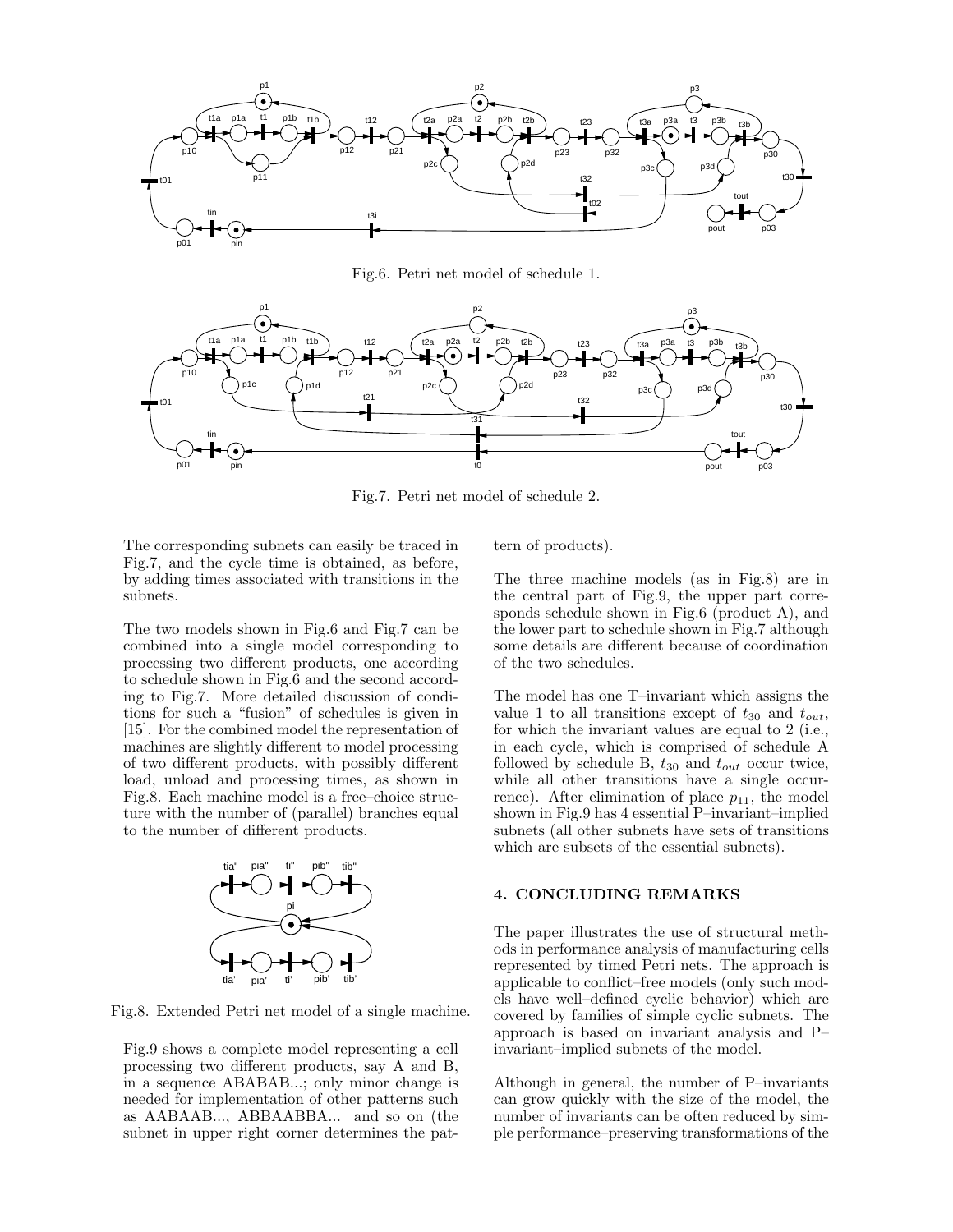Fig.6. Petri net model of schedule 1.

Fig.7. Petri net model of schedule 2.

The corresponding subnets can easily be traced in Fig.7, and the cycle time is obtained, as before, by adding times associated with transitions in the subnets.

The two models shown in Fig.6 and Fig.7 can be combined into a single model corresponding to processing two different products, one according to schedule shown in Fig.6 and the second according to Fig.7. More detailed discussion of conditions for such a "fusion" of schedules is given in [15]. For the combined model the representation of machines are slightly different to model processing of two different products, with possibly different load, unload and processing times, as shown in Fig.8. Each machine model is a free–choice structure with the number of (parallel) branches equal to the number of different products.

Fig.8. Extended Petri net model of a single machine.

Fig.9 shows a complete model representing a cell processing two different products, say A and B, in a sequence ABABAB...; only minor change is needed for implementation of other patterns such as AABAAB..., ABBAABBA... and so on (the subnet in upper right corner determines the pattern of products).

The three machine models (as in Fig.8) are in the central part of Fig.9, the upper part corresponds schedule shown in Fig.6 (product A), and the lower part to schedule shown in Fig.7 although some details are different because of coordination of the two schedules.

The model has one T–invariant which assigns the value 1 to all transitions except of $t_{30}$ and $t_{out}$, for which the invariant values are equal to 2 (i.e., in each cycle, which is comprised of schedule A followed by schedule B, $t_{30}$ and $t_{out}$ occur twice, while all other transitions have a single occurrence). After elimination of place $p_{11}$, the model shown in Fig.9 has 4 essential P–invariant–implied subnets (all other subnets have sets of transitions which are subsets of the essential subnets).

## 4. CONCLUDING REMARKS

The paper illustrates the use of structural methods in performance analysis of manufacturing cells represented by timed Petri nets. The approach is applicable to conflict–free models (only such models have well–defined cyclic behavior) which are covered by families of simple cyclic subnets. The approach is based on invariant analysis and P–invariant–implied subnets of the model.

Although in general, the number of P–invariants can grow quickly with the size of the model, the number of invariants can be often reduced by simple performance–preserving transformations of the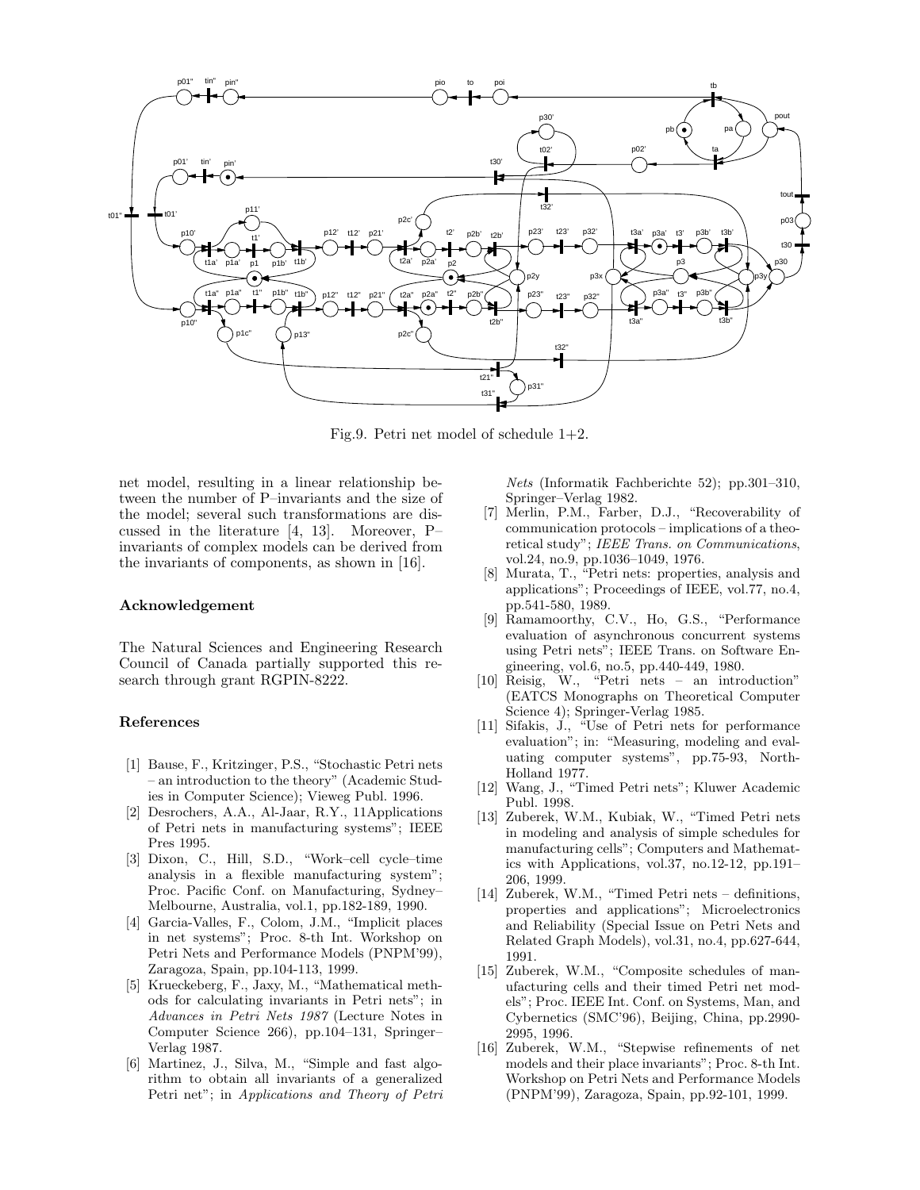p01" tin" pin" pio to poi tb
p30' pb pa pout
t02' p02' ta
p01' tin' pin' t30'
t01" t01' t32' tout
p11' p2c' p03
p10' t1' p12' t12' p21' t2' p2b' t2b' p23' t23' p32' t3a' p3a' t3' p3b' t3b' t30
t1a' p1a' p1 p1b' t1b' t2a' p2a' p2 p2y p3x p3 p3y p30
t1a" p1a" t1" p1b" t1b" p12" t12" p21" t2a" p2a" t2" p2b" p23" t23" p32" p3a" t3" p3b"
p10" t2b" t3a" t3b"
p1c" p13" p2c"
t32"
t21"
p31"
t31"

Fig.9. Petri net model of schedule 1+2.

net model, resulting in a linear relationship between the number of P–invariants and the size of the model; several such transformations are discussed in the literature [4, 13]. Moreover, P–invariants of complex models can be derived from the invariants of components, as shown in [16].

## Acknowledgement

The Natural Sciences and Engineering Research Council of Canada partially supported this research through grant RGPIN-8222.

## References

[1] Bause, F., Kritzinger, P.S., "Stochastic Petri nets – an introduction to the theory" (Academic Studies in Computer Science); Vieweg Publ. 1996.

[2] Desrochers, A.A., Al-Jaar, R.Y., 11Applications of Petri nets in manufacturing systems"; IEEE Pres 1995.

[3] Dixon, C., Hill, S.D., "Work–cell cycle–time analysis in a flexible manufacturing system"; Proc. Pacific Conf. on Manufacturing, Sydney–Melbourne, Australia, vol.1, pp.182-189, 1990.

[4] Garcia-Valles, F., Colom, J.M., "Implicit places in net systems"; Proc. 8-th Int. Workshop on Petri Nets and Performance Models (PNPM'99), Zaragoza, Spain, pp.104-113, 1999.

[5] Krueckeberg, F., Jaxy, M., "Mathematical methods for calculating invariants in Petri nets"; in *Advances in Petri Nets 1987* (Lecture Notes in Computer Science 266), pp.104–131, Springer–Verlag 1987.

[6] Martinez, J., Silva, M., "Simple and fast algorithm to obtain all invariants of a generalized Petri net"; in *Applications and Theory of Petri Nets* (Informatik Fachberichte 52); pp.301–310, Springer–Verlag 1982.

[7] Merlin, P.M., Farber, D.J., "Recoverability of communication protocols – implications of a theoretical study"; *IEEE Trans. on Communications*, vol.24, no.9, pp.1036–1049, 1976.

[8] Murata, T., "Petri nets: properties, analysis and applications"; Proceedings of IEEE, vol.77, no.4, pp.541-580, 1989.

[9] Ramamoorthy, C.V., Ho, G.S., "Performance evaluation of asynchronous concurrent systems using Petri nets"; IEEE Trans. on Software Engineering, vol.6, no.5, pp.440-449, 1980.

[10] Reisig, W., "Petri nets – an introduction" (EATCS Monographs on Theoretical Computer Science 4); Springer-Verlag 1985.

[11] Sifakis, J., "Use of Petri nets for performance evaluation"; in: "Measuring, modeling and evaluating computer systems", pp.75-93, North-Holland 1977.

[12] Wang, J., "Timed Petri nets"; Kluwer Academic Publ. 1998.

[13] Zuberek, W.M., Kubiak, W., "Timed Petri nets in modeling and analysis of simple schedules for manufacturing cells"; Computers and Mathematics with Applications, vol.37, no.12-12, pp.191–206, 1999.

[14] Zuberek, W.M., "Timed Petri nets – definitions, properties and applications"; Microelectronics and Reliability (Special Issue on Petri Nets and Related Graph Models), vol.31, no.4, pp.627-644, 1991.

[15] Zuberek, W.M., "Composite schedules of manufacturing cells and their timed Petri net models"; Proc. IEEE Int. Conf. on Systems, Man, and Cybernetics (SMC'96), Beijing, China, pp.2990-2995, 1996.

[16] Zuberek, W.M., "Stepwise refinements of net models and their place invariants"; Proc. 8-th Int. Workshop on Petri Nets and Performance Models (PNPM'99), Zaragoza, Spain, pp.92-101, 1999.